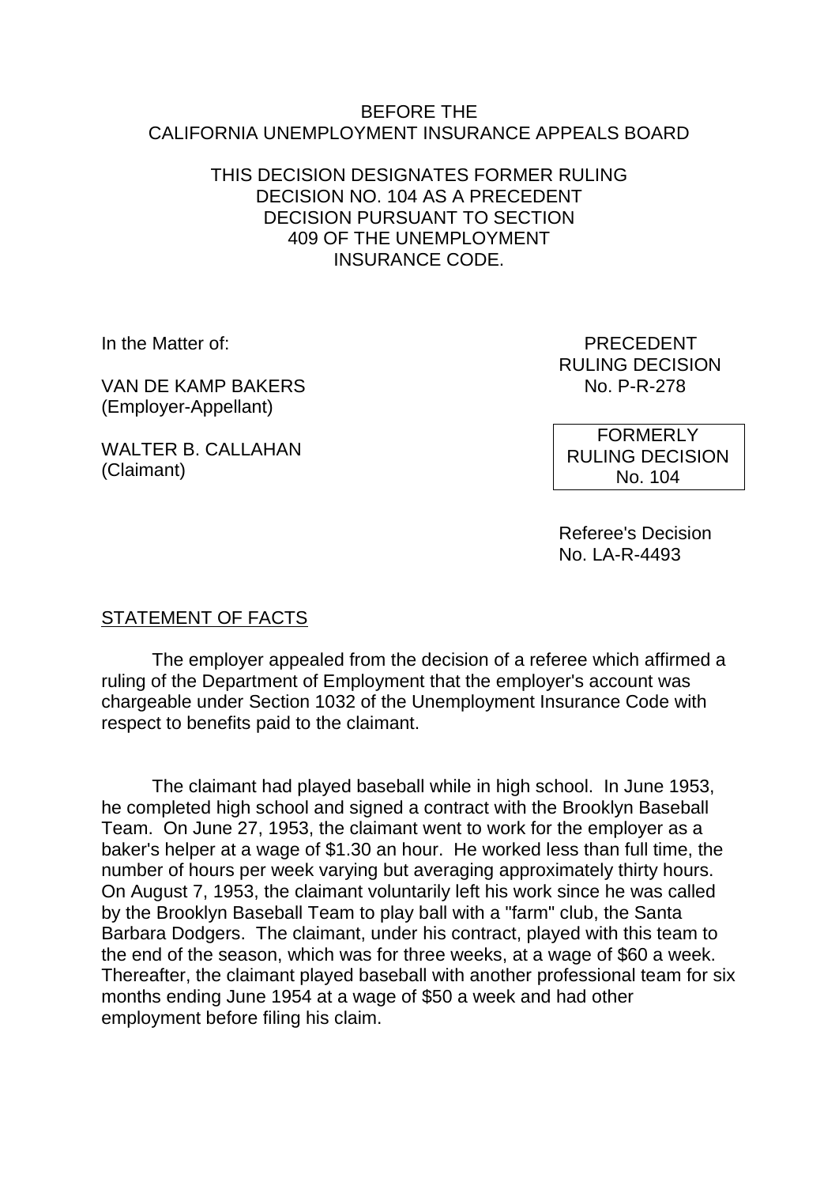BEFORE THE
CALIFORNIA UNEMPLOYMENT INSURANCE APPEALS BOARD

THIS DECISION DESIGNATES FORMER RULING DECISION NO. 104 AS A PRECEDENT DECISION PURSUANT TO SECTION 409 OF THE UNEMPLOYMENT INSURANCE CODE.

In the Matter of:

VAN DE KAMP BAKERS
(Employer-Appellant)

WALTER B. CALLAHAN
(Claimant)

PRECEDENT
RULING DECISION
No. P-R-278

FORMERLY
RULING DECISION
No. 104

Referee's Decision
No. LA-R-4493

STATEMENT OF FACTS

The employer appealed from the decision of a referee which affirmed a ruling of the Department of Employment that the employer's account was chargeable under Section 1032 of the Unemployment Insurance Code with respect to benefits paid to the claimant.

The claimant had played baseball while in high school. In June 1953, he completed high school and signed a contract with the Brooklyn Baseball Team. On June 27, 1953, the claimant went to work for the employer as a baker's helper at a wage of $1.30 an hour. He worked less than full time, the number of hours per week varying but averaging approximately thirty hours. On August 7, 1953, the claimant voluntarily left his work since he was called by the Brooklyn Baseball Team to play ball with a "farm" club, the Santa Barbara Dodgers. The claimant, under his contract, played with this team to the end of the season, which was for three weeks, at a wage of $60 a week. Thereafter, the claimant played baseball with another professional team for six months ending June 1954 at a wage of $50 a week and had other employment before filing his claim.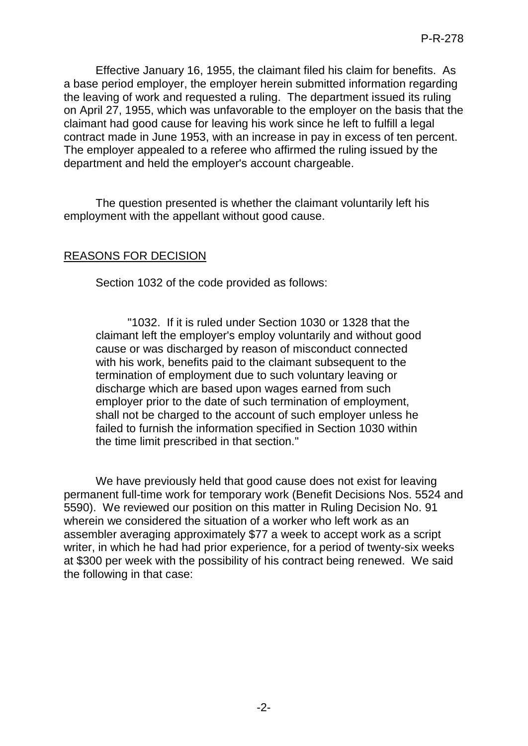Effective January 16, 1955, the claimant filed his claim for benefits. As a base period employer, the employer herein submitted information regarding the leaving of work and requested a ruling. The department issued its ruling on April 27, 1955, which was unfavorable to the employer on the basis that the claimant had good cause for leaving his work since he left to fulfill a legal contract made in June 1953, with an increase in pay in excess of ten percent. The employer appealed to a referee who affirmed the ruling issued by the department and held the employer's account chargeable.

The question presented is whether the claimant voluntarily left his employment with the appellant without good cause.

## REASONS FOR DECISION

Section 1032 of the code provided as follows:

> "1032. If it is ruled under Section 1030 or 1328 that the claimant left the employer's employ voluntarily and without good cause or was discharged by reason of misconduct connected with his work, benefits paid to the claimant subsequent to the termination of employment due to such voluntary leaving or discharge which are based upon wages earned from such employer prior to the date of such termination of employment, shall not be charged to the account of such employer unless he failed to furnish the information specified in Section 1030 within the time limit prescribed in that section."

We have previously held that good cause does not exist for leaving permanent full-time work for temporary work (Benefit Decisions Nos. 5524 and 5590). We reviewed our position on this matter in Ruling Decision No. 91 wherein we considered the situation of a worker who left work as an assembler averaging approximately $77 a week to accept work as a script writer, in which he had had prior experience, for a period of twenty-six weeks at $300 per week with the possibility of his contract being renewed. We said the following in that case: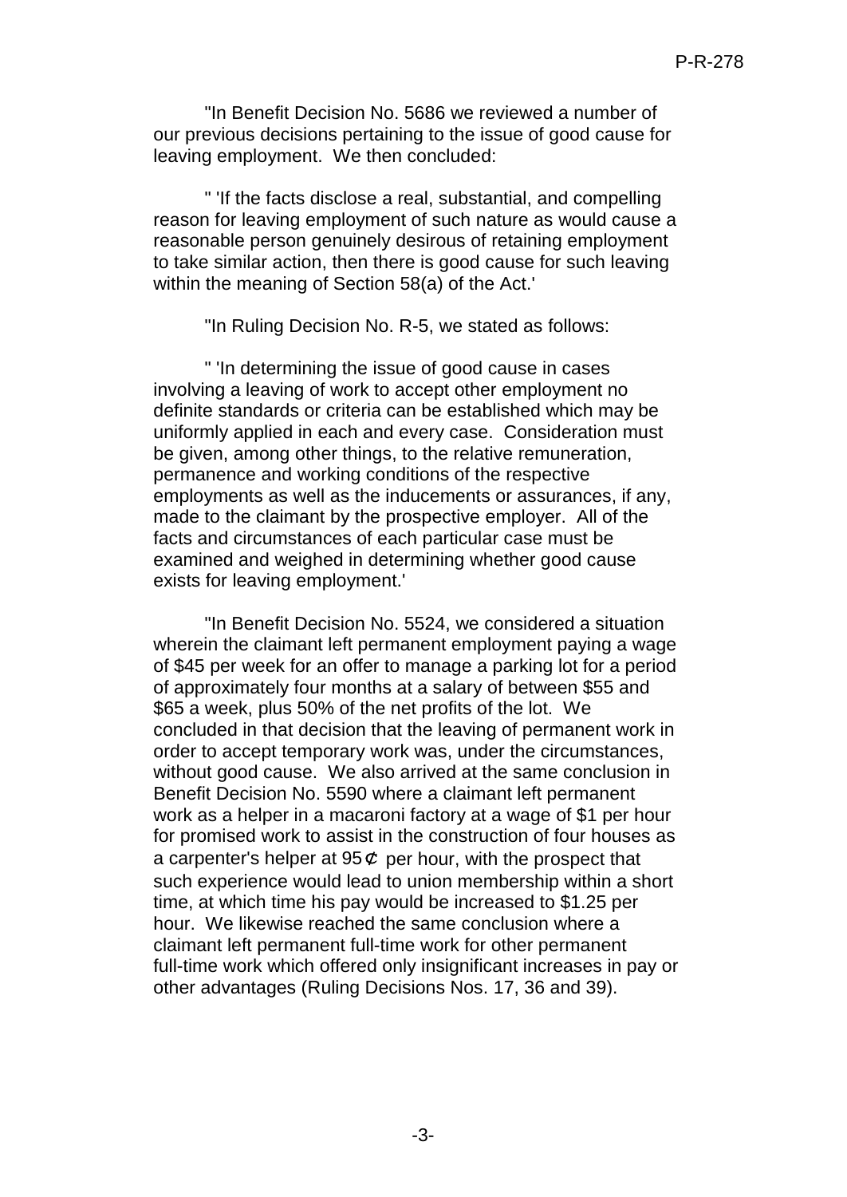"In Benefit Decision No. 5686 we reviewed a number of our previous decisions pertaining to the issue of good cause for leaving employment. We then concluded:

" 'If the facts disclose a real, substantial, and compelling reason for leaving employment of such nature as would cause a reasonable person genuinely desirous of retaining employment to take similar action, then there is good cause for such leaving within the meaning of Section 58(a) of the Act.'

"In Ruling Decision No. R-5, we stated as follows:

" 'In determining the issue of good cause in cases involving a leaving of work to accept other employment no definite standards or criteria can be established which may be uniformly applied in each and every case. Consideration must be given, among other things, to the relative remuneration, permanence and working conditions of the respective employments as well as the inducements or assurances, if any, made to the claimant by the prospective employer. All of the facts and circumstances of each particular case must be examined and weighed in determining whether good cause exists for leaving employment.'

"In Benefit Decision No. 5524, we considered a situation wherein the claimant left permanent employment paying a wage of $45 per week for an offer to manage a parking lot for a period of approximately four months at a salary of between $55 and $65 a week, plus 50% of the net profits of the lot. We concluded in that decision that the leaving of permanent work in order to accept temporary work was, under the circumstances, without good cause. We also arrived at the same conclusion in Benefit Decision No. 5590 where a claimant left permanent work as a helper in a macaroni factory at a wage of $1 per hour for promised work to assist in the construction of four houses as a carpenter's helper at 95¢ per hour, with the prospect that such experience would lead to union membership within a short time, at which time his pay would be increased to $1.25 per hour. We likewise reached the same conclusion where a claimant left permanent full-time work for other permanent full-time work which offered only insignificant increases in pay or other advantages (Ruling Decisions Nos. 17, 36 and 39).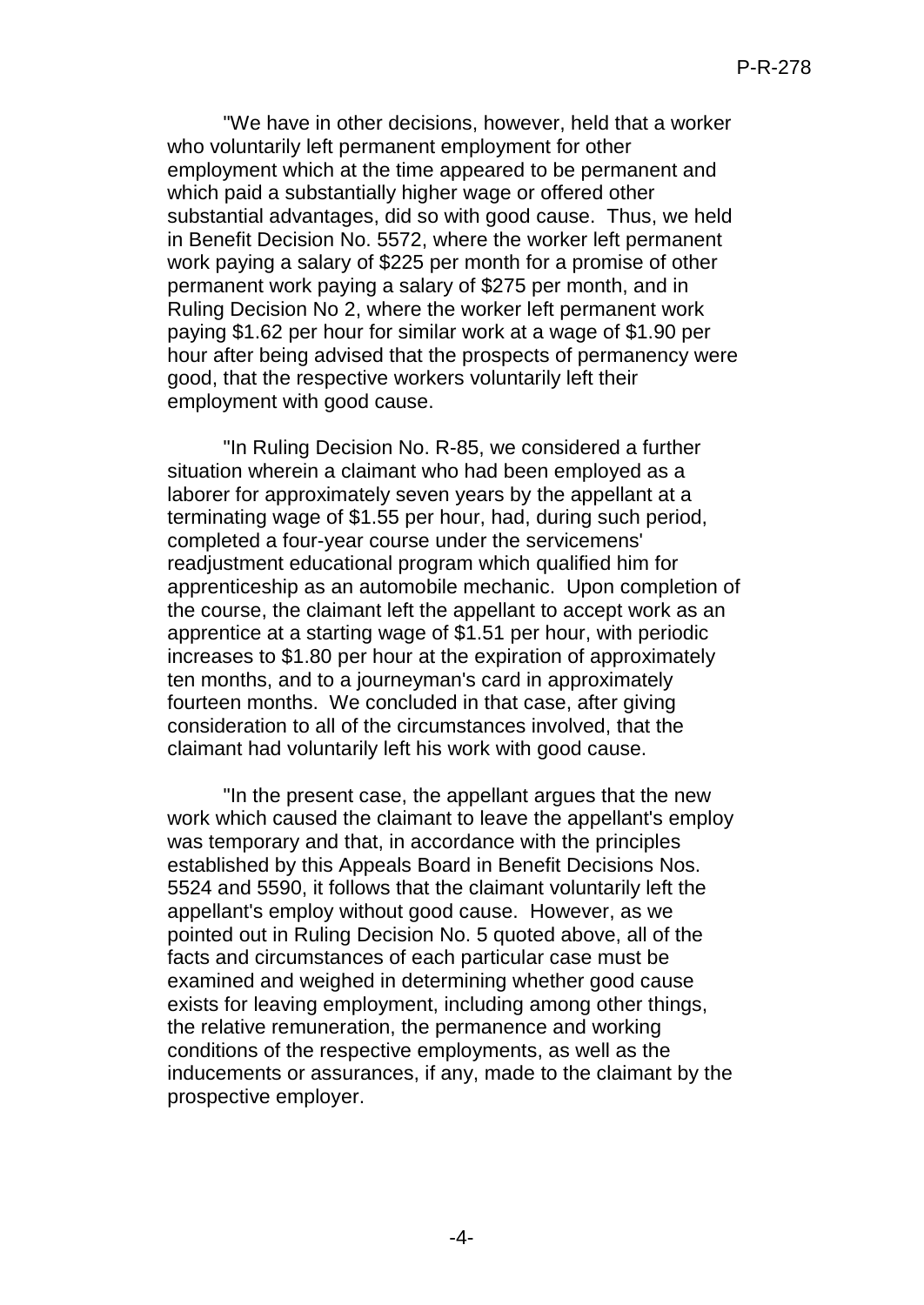"We have in other decisions, however, held that a worker who voluntarily left permanent employment for other employment which at the time appeared to be permanent and which paid a substantially higher wage or offered other substantial advantages, did so with good cause. Thus, we held in Benefit Decision No. 5572, where the worker left permanent work paying a salary of $225 per month for a promise of other permanent work paying a salary of $275 per month, and in Ruling Decision No 2, where the worker left permanent work paying $1.62 per hour for similar work at a wage of $1.90 per hour after being advised that the prospects of permanency were good, that the respective workers voluntarily left their employment with good cause.

"In Ruling Decision No. R-85, we considered a further situation wherein a claimant who had been employed as a laborer for approximately seven years by the appellant at a terminating wage of $1.55 per hour, had, during such period, completed a four-year course under the servicemens' readjustment educational program which qualified him for apprenticeship as an automobile mechanic. Upon completion of the course, the claimant left the appellant to accept work as an apprentice at a starting wage of $1.51 per hour, with periodic increases to $1.80 per hour at the expiration of approximately ten months, and to a journeyman's card in approximately fourteen months. We concluded in that case, after giving consideration to all of the circumstances involved, that the claimant had voluntarily left his work with good cause.

"In the present case, the appellant argues that the new work which caused the claimant to leave the appellant's employ was temporary and that, in accordance with the principles established by this Appeals Board in Benefit Decisions Nos. 5524 and 5590, it follows that the claimant voluntarily left the appellant's employ without good cause. However, as we pointed out in Ruling Decision No. 5 quoted above, all of the facts and circumstances of each particular case must be examined and weighed in determining whether good cause exists for leaving employment, including among other things, the relative remuneration, the permanence and working conditions of the respective employments, as well as the inducements or assurances, if any, made to the claimant by the prospective employer.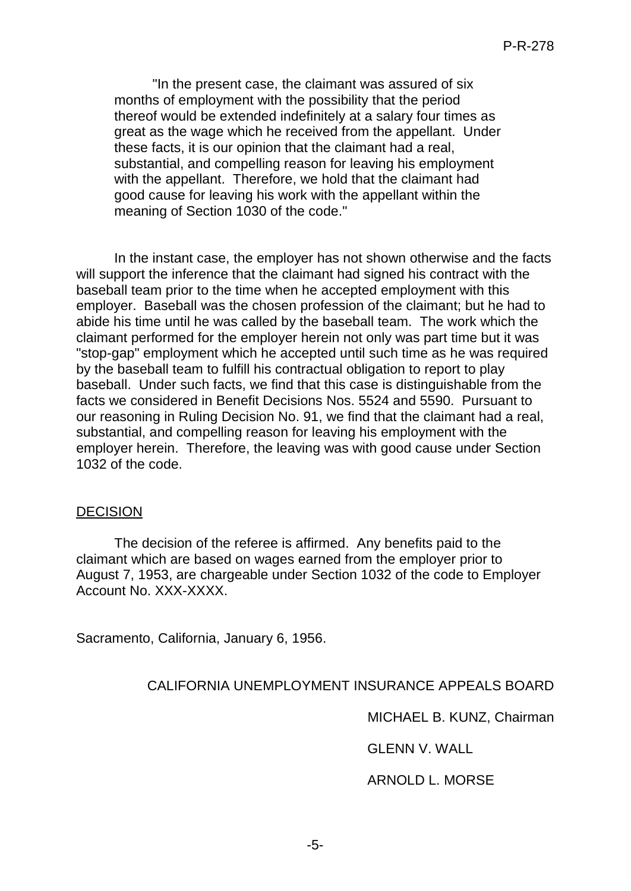> "In the present case, the claimant was assured of six months of employment with the possibility that the period thereof would be extended indefinitely at a salary four times as great as the wage which he received from the appellant. Under these facts, it is our opinion that the claimant had a real, substantial, and compelling reason for leaving his employment with the appellant. Therefore, we hold that the claimant had good cause for leaving his work with the appellant within the meaning of Section 1030 of the code."

In the instant case, the employer has not shown otherwise and the facts will support the inference that the claimant had signed his contract with the baseball team prior to the time when he accepted employment with this employer. Baseball was the chosen profession of the claimant; but he had to abide his time until he was called by the baseball team. The work which the claimant performed for the employer herein not only was part time but it was "stop-gap" employment which he accepted until such time as he was required by the baseball team to fulfill his contractual obligation to report to play baseball. Under such facts, we find that this case is distinguishable from the facts we considered in Benefit Decisions Nos. 5524 and 5590. Pursuant to our reasoning in Ruling Decision No. 91, we find that the claimant had a real, substantial, and compelling reason for leaving his employment with the employer herein. Therefore, the leaving was with good cause under Section 1032 of the code.

## DECISION

The decision of the referee is affirmed. Any benefits paid to the claimant which are based on wages earned from the employer prior to August 7, 1953, are chargeable under Section 1032 of the code to Employer Account No. XXX-XXXX.

Sacramento, California, January 6, 1956.

CALIFORNIA UNEMPLOYMENT INSURANCE APPEALS BOARD

MICHAEL B. KUNZ, Chairman

GLENN V. WALL

ARNOLD L. MORSE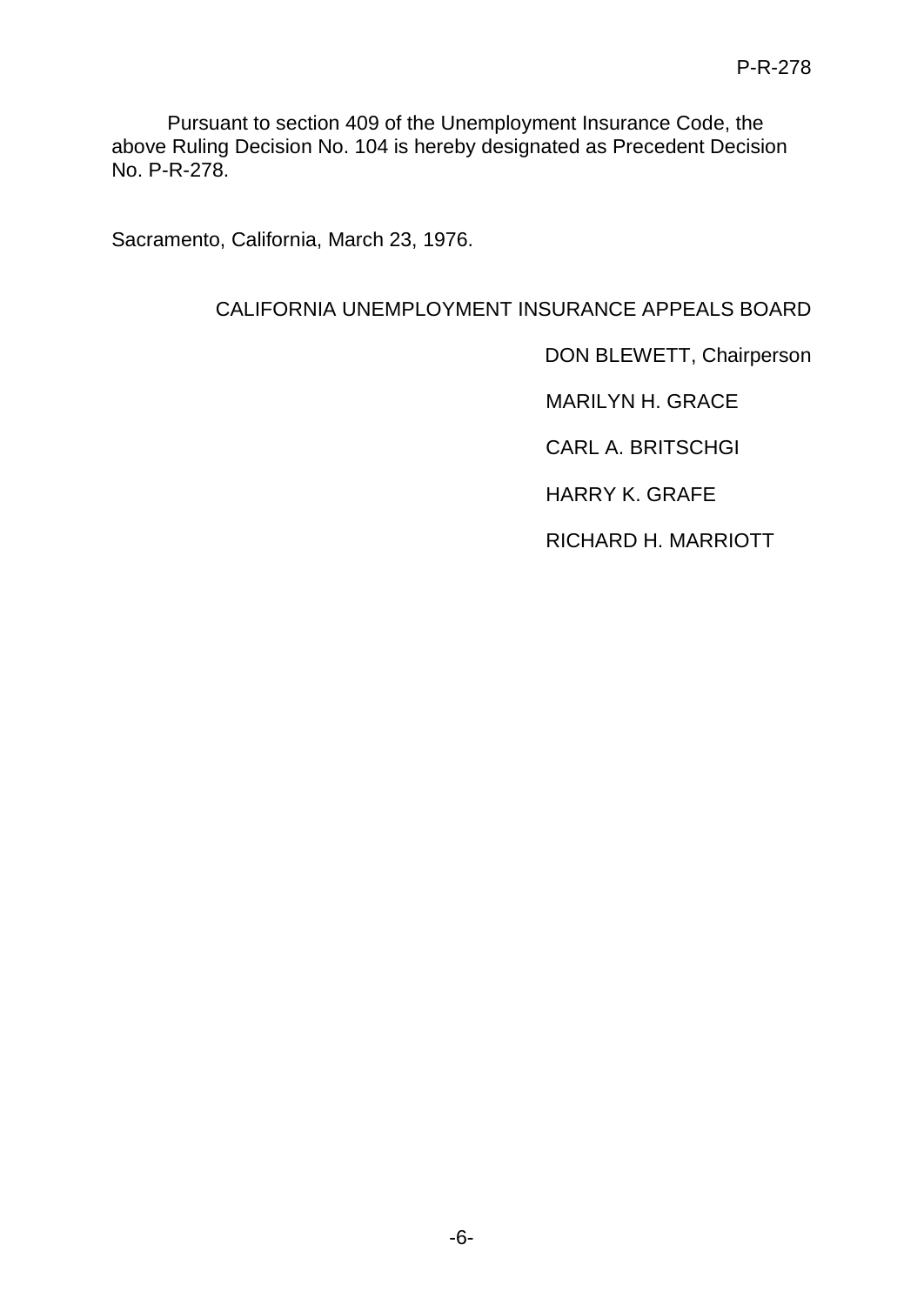Pursuant to section 409 of the Unemployment Insurance Code, the above Ruling Decision No. 104 is hereby designated as Precedent Decision No. P-R-278.

Sacramento, California, March 23, 1976.

CALIFORNIA UNEMPLOYMENT INSURANCE APPEALS BOARD

DON BLEWETT, Chairperson

MARILYN H. GRACE

CARL A. BRITSCHGI

HARRY K. GRAFE

RICHARD H. MARRIOTT